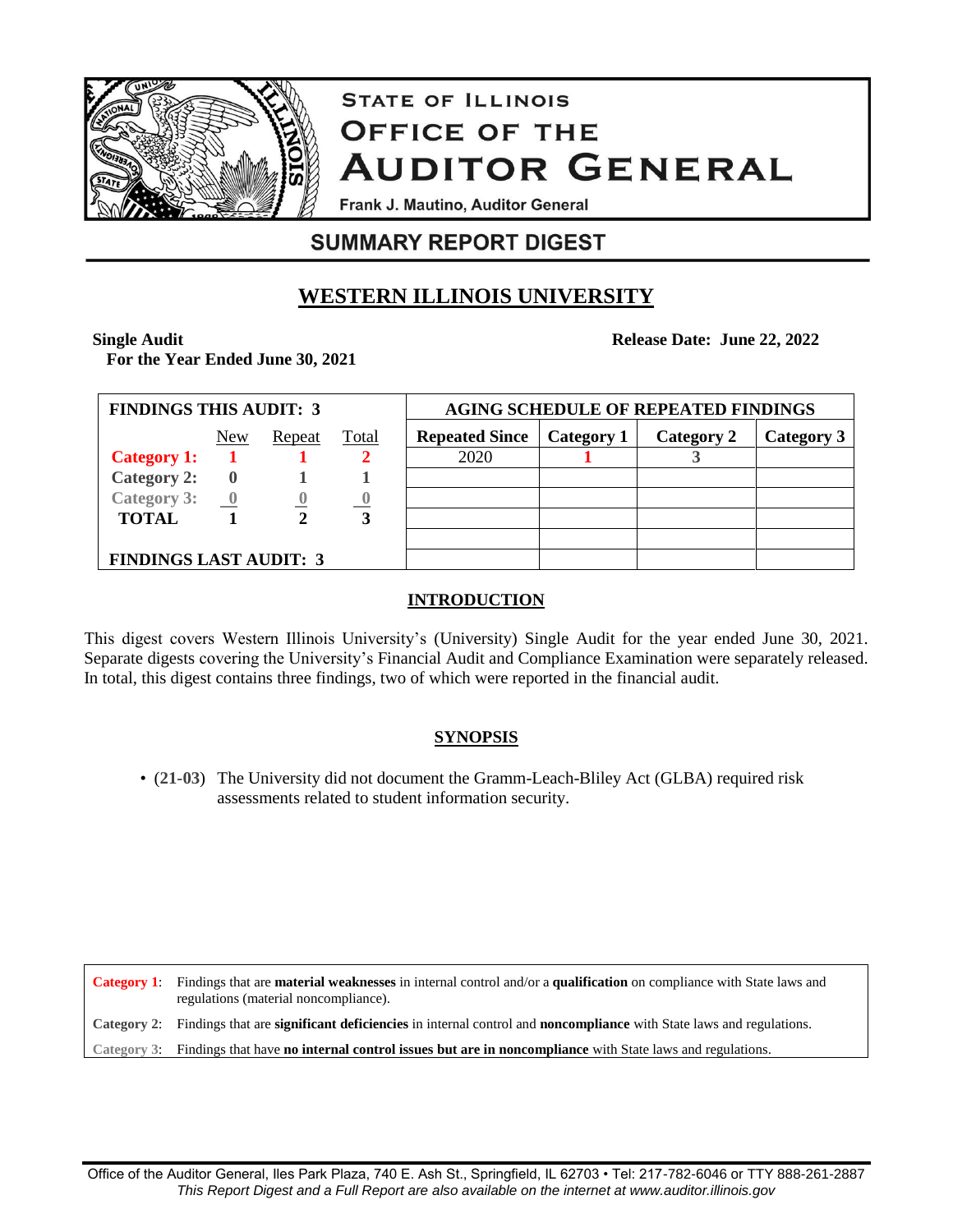# STATE OF ILLINOIS
# OFFICE OF THE AUDITOR GENERAL

Frank J. Mautino, Auditor General

## SUMMARY REPORT DIGEST

## WESTERN ILLINOIS UNIVERSITY

**Single Audit**
**For the Year Ended June 30, 2021**

**Release Date: June 22, 2022**

| **FINDINGS THIS AUDIT: 3** | New | Repeat | Total |
|---|---|---|---|
| **Category 1:** | **1** | **1** | **2** |
| **Category 2:** | **0** | **1** | **1** |
| **Category 3:** | **0** | **0** | **0** |
| **TOTAL** | **1** | **2** | **3** |
| **FINDINGS LAST AUDIT: 3** | | | |

| **AGING SCHEDULE OF REPEATED FINDINGS** | | | |
|---|---|---|---|
| **Repeated Since** | **Category 1** | **Category 2** | **Category 3** |
| 2020 | **1** | **3** | |

### INTRODUCTION

This digest covers Western Illinois University's (University) Single Audit for the year ended June 30, 2021. Separate digests covering the University's Financial Audit and Compliance Examination were separately released. In total, this digest contains three findings, two of which were reported in the financial audit.

### SYNOPSIS

- **(21-03)** The University did not document the Gramm-Leach-Bliley Act (GLBA) required risk assessments related to student information security.

| | |
|---|---|
| **Category 1**: | Findings that are **material weaknesses** in internal control and/or a **qualification** on compliance with State laws and regulations (material noncompliance). |
| **Category 2**: | Findings that are **significant deficiencies** in internal control and **noncompliance** with State laws and regulations. |
| **Category 3**: | Findings that have **no internal control issues but are in noncompliance** with State laws and regulations. |

Office of the Auditor General, Iles Park Plaza, 740 E. Ash St., Springfield, IL 62703 • Tel: 217-782-6046 or TTY 888-261-2887
*This Report Digest and a Full Report are also available on the internet at www.auditor.illinois.gov*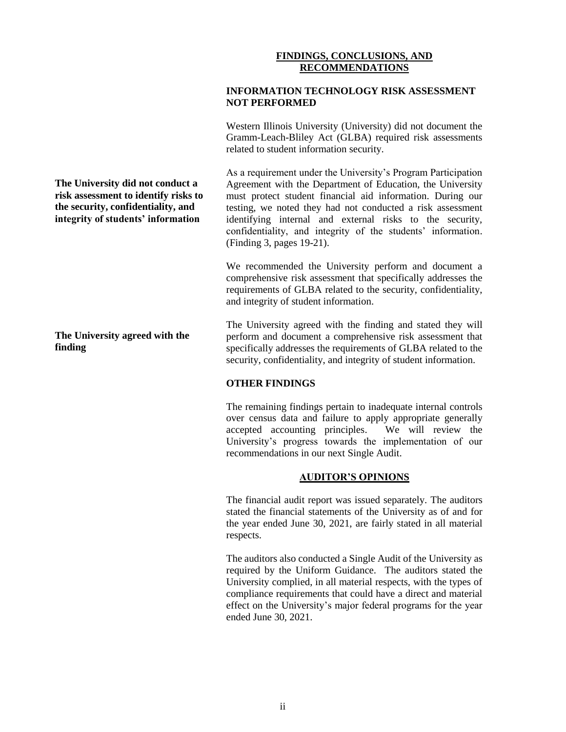## FINDINGS, CONCLUSIONS, AND RECOMMENDATIONS

### INFORMATION TECHNOLOGY RISK ASSESSMENT NOT PERFORMED

Western Illinois University (University) did not document the Gramm-Leach-Bliley Act (GLBA) required risk assessments related to student information security.

**The University did not conduct a risk assessment to identify risks to the security, confidentiality, and integrity of students' information**

As a requirement under the University's Program Participation Agreement with the Department of Education, the University must protect student financial aid information. During our testing, we noted they had not conducted a risk assessment identifying internal and external risks to the security, confidentiality, and integrity of the students' information. (Finding 3, pages 19-21).

We recommended the University perform and document a comprehensive risk assessment that specifically addresses the requirements of GLBA related to the security, confidentiality, and integrity of student information.

**The University agreed with the finding**

The University agreed with the finding and stated they will perform and document a comprehensive risk assessment that specifically addresses the requirements of GLBA related to the security, confidentiality, and integrity of student information.

### OTHER FINDINGS

The remaining findings pertain to inadequate internal controls over census data and failure to apply appropriate generally accepted accounting principles. We will review the University's progress towards the implementation of our recommendations in our next Single Audit.

## AUDITOR'S OPINIONS

The financial audit report was issued separately. The auditors stated the financial statements of the University as of and for the year ended June 30, 2021, are fairly stated in all material respects.

The auditors also conducted a Single Audit of the University as required by the Uniform Guidance. The auditors stated the University complied, in all material respects, with the types of compliance requirements that could have a direct and material effect on the University's major federal programs for the year ended June 30, 2021.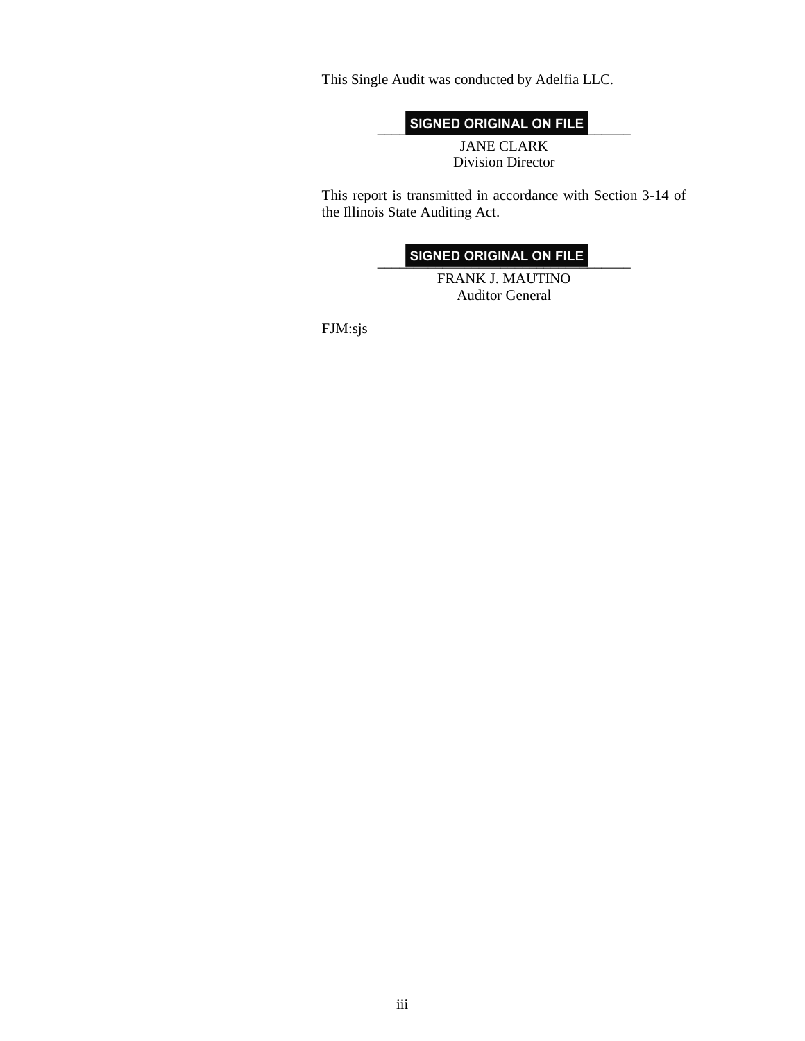This Single Audit was conducted by Adelfia LLC.

SIGNED ORIGINAL ON FILE

JANE CLARK
Division Director

This report is transmitted in accordance with Section 3-14 of the Illinois State Auditing Act.

SIGNED ORIGINAL ON FILE

FRANK J. MAUTINO
Auditor General

FJM:sjs